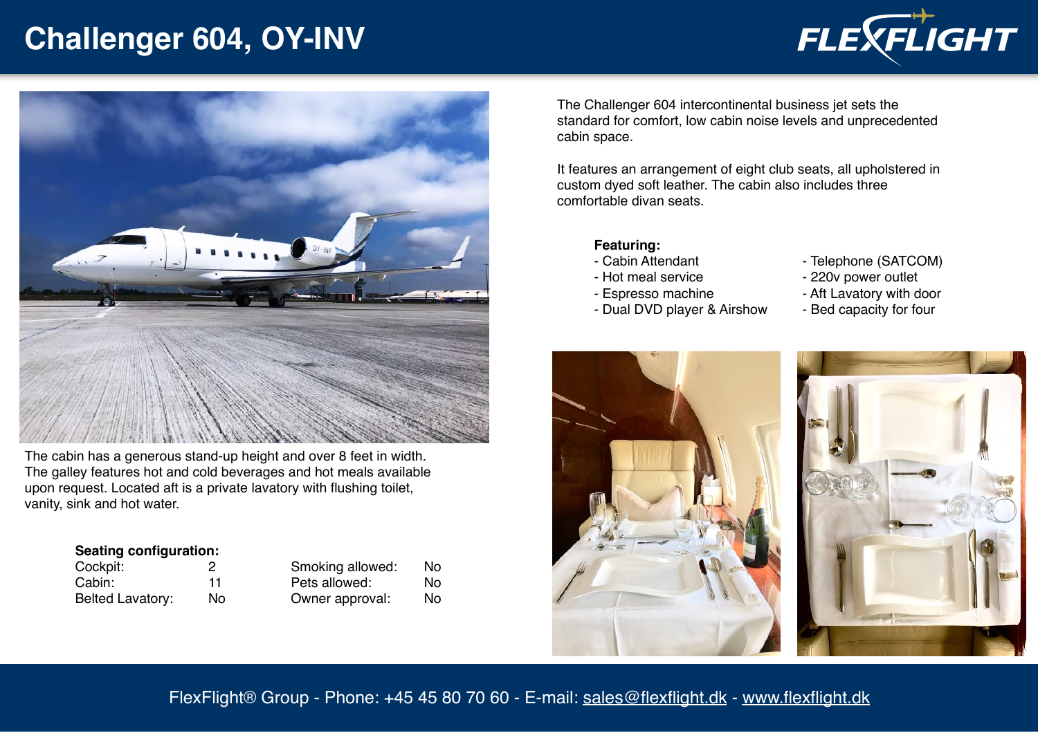# Challenger 604, OY-INV

The Challenger 604 intercontinental business jet sets the standard for comfort, low cabin noise levels and unprecedented cabin space.

It features an arrangement of eight club seats, all upholstered in custom dyed soft leather. The cabin also includes three comfortable divan seats.

**Featuring:**

- Cabin Attendant
- Hot meal service
- Espresso machine
- Dual DVD player & Airshow
- Telephone (SATCOM)
- 220v power outlet
- Aft Lavatory with door
- Bed capacity for four

The cabin has a generous stand-up height and over 8 feet in width. The galley features hot and cold beverages and hot meals available upon request. Located aft is a private lavatory with flushing toilet, vanity, sink and hot water.

**Seating configuration:**

| | | | |
|---|---|---|---|
| Cockpit: | 2 | Smoking allowed: | No |
| Cabin: | 11 | Pets allowed: | No |
| Belted Lavatory: | No | Owner approval: | No |

FlexFlight® Group - Phone: +45 45 80 70 60 - E-mail: sales@flexflight.dk - www.flexflight.dk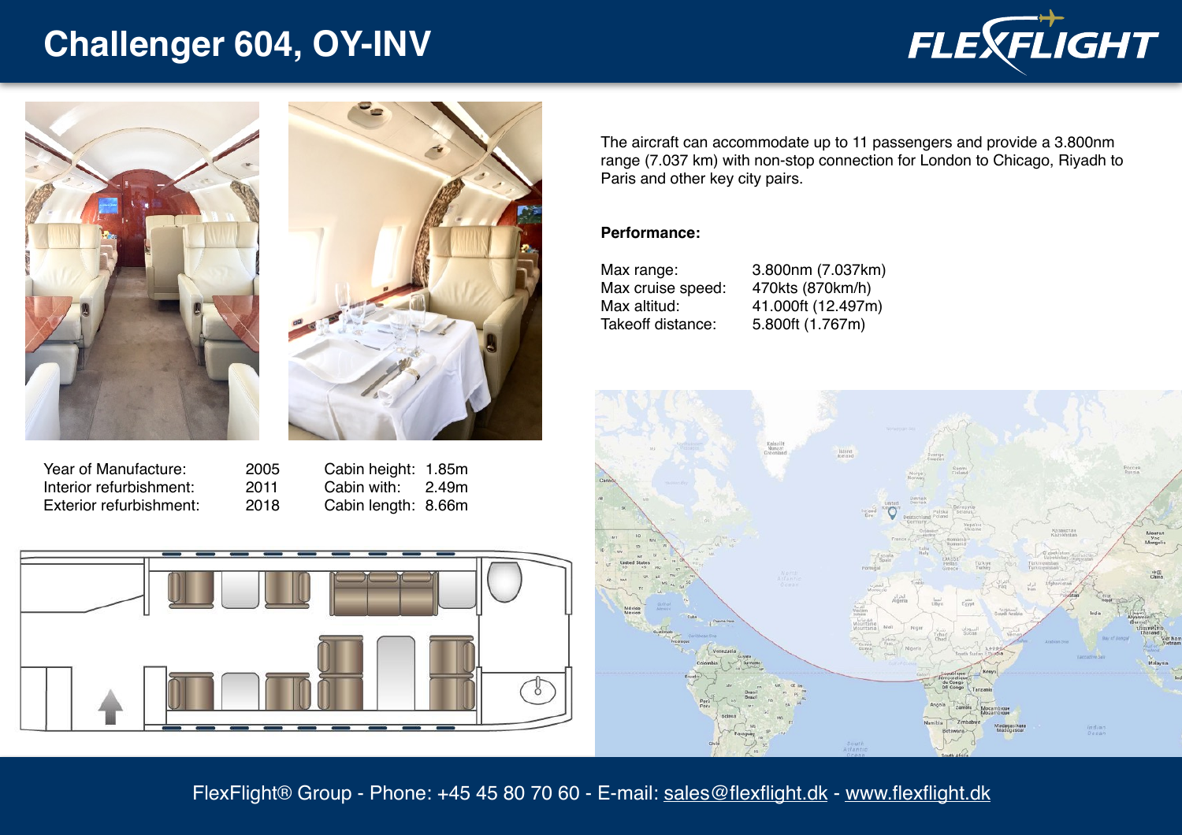# Challenger 604, OY-INV

FLEXFLIGHT

The aircraft can accommodate up to 11 passengers and provide a 3.800nm range (7.037 km) with non-stop connection for London to Chicago, Riyadh to Paris and other key city pairs.

**Performance:**

| | |
|---|---|
| Max range: | 3.800nm (7.037km) |
| Max cruise speed: | 470kts (870km/h) |
| Max altitud: | 41.000ft (12.497m) |
| Takeoff distance: | 5.800ft (1.767m) |

| | |
|---|---|
| Year of Manufacture: | 2005 |
| Interior refurbishment: | 2011 |
| Exterior refurbishment: | 2018 |

| | |
|---|---|
| Cabin height: | 1.85m |
| Cabin with: | 2.49m |
| Cabin length: | 8.66m |

FlexFlight® Group - Phone: +45 45 80 70 60 - E-mail: sales@flexflight.dk - www.flexflight.dk